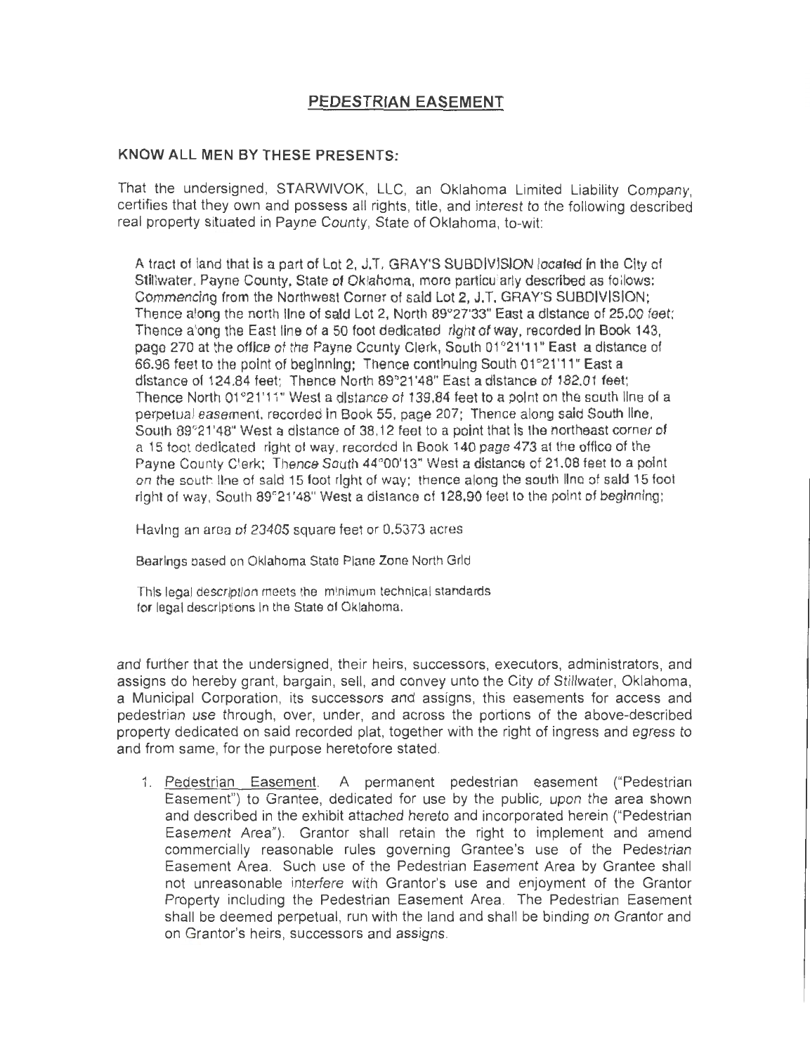# PEDESTRIAN EASEMENT

**KNOW ALL MEN BY THESE PRESENTS:**

That the undersigned, STARWIVOK, LLC, an Oklahoma Limited Liability Company, certifies that they own and possess all rights, title, and interest to the following described real property situated in Payne County, State of Oklahoma, to-wit:

> A tract of land that is a part of Lot 2, J.T. GRAY'S SUBDIVISION located in the City of Stillwater, Payne County, State of Oklahoma, more particularly described as follows: Commencing from the Northwest Corner of said Lot 2, J.T. GRAY'S SUBDIVISION; Thence along the north line of said Lot 2, North 89°27'33" East a distance of 25.00 feet; Thence along the East line of a 50 foot dedicated right of way, recorded in Book 143, page 270 at the office of the Payne County Clerk, South 01°21'11" East a distance of 66.96 feet to the point of beginning; Thence continuing South 01°21'11" East a distance of 124.84 feet; Thence North 89°21'48" East a distance of 182.01 feet; Thence North 01°21'11" West a distance of 139.84 feet to a point on the south line of a perpetual easement, recorded in Book 55, page 207; Thence along said South line, South 89°21'48" West a distance of 38.12 feet to a point that is the northeast corner of a 15 foot dedicated right of way, recorded in Book 140 page 473 at the office of the Payne County Clerk; Thence South 44°00'13" West a distance of 21.08 feet to a point on the south line of said 15 foot right of way; thence along the south line of said 15 foot right of way, South 89°21'48" West a distance of 128.90 feet to the point of beginning;
>
> Having an area of 23405 square feet or 0.5373 acres
>
> Bearings based on Oklahoma State Plane Zone North Grid
>
> This legal description meets the minimum technical standards for legal descriptions in the State of Oklahoma.

and further that the undersigned, their heirs, successors, executors, administrators, and assigns do hereby grant, bargain, sell, and convey unto the City of Stillwater, Oklahoma, a Municipal Corporation, its successors and assigns, this easements for access and pedestrian use through, over, under, and across the portions of the above-described property dedicated on said recorded plat, together with the right of ingress and egress to and from same, for the purpose heretofore stated.

1. Pedestrian Easement. A permanent pedestrian easement ("Pedestrian Easement") to Grantee, dedicated for use by the public, upon the area shown and described in the exhibit attached hereto and incorporated herein ("Pedestrian Easement Area"). Grantor shall retain the right to implement and amend commercially reasonable rules governing Grantee's use of the Pedestrian Easement Area. Such use of the Pedestrian Easement Area by Grantee shall not unreasonable interfere with Grantor's use and enjoyment of the Grantor Property including the Pedestrian Easement Area. The Pedestrian Easement shall be deemed perpetual, run with the land and shall be binding on Grantor and on Grantor's heirs, successors and assigns.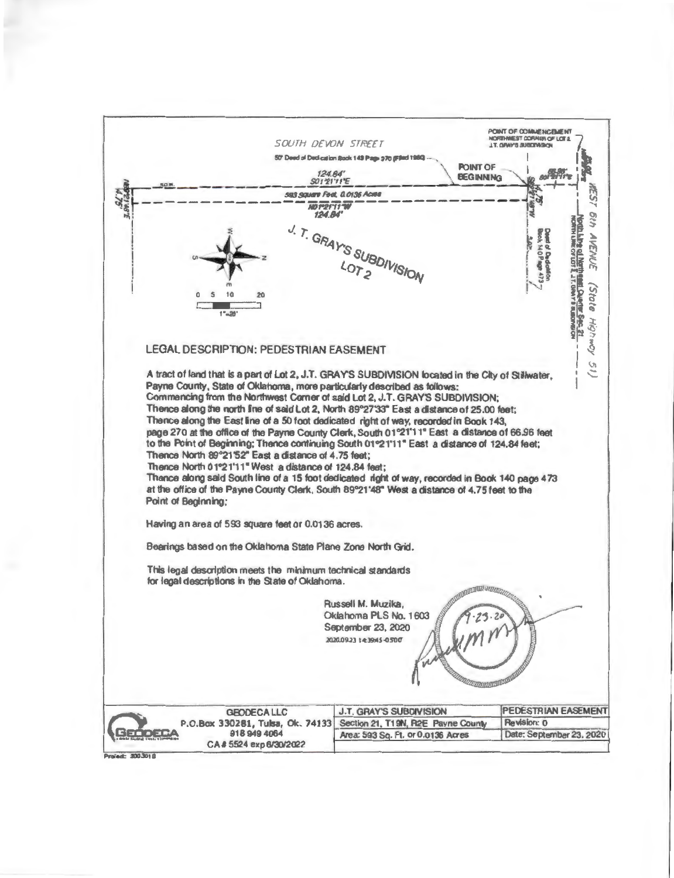SOUTH DEVON STREET

50' Deed of Dedication Book 143 Page 270 (Filed 1980)

POINT OF COMMENCEMENT
NORTHWEST CORNER OF LOT 2
J.T. GRAY'S SUBDIVISION

POINT OF BEGINNING

124.84'
S01°21'11"E

593 Square Feet, 0.0136 Acres

N01°21'11"W
124.84'

J. T. GRAY'S SUBDIVISION
LOT 2

WEST 6th AVENUE (State Highway 51)

Deed of Dedication Book 140 Page 473

North Line of Northeast Quarter Sec. 21
NORTH LINE OF LOT 2, J.T. GRAY'S SUBDIVISION

0 5 10 20
1"=20'

## LEGAL DESCRIPTION: PEDESTRIAN EASEMENT

A tract of land that is a part of Lot 2, J.T. GRAY'S SUBDIVISION located in the City of Stillwater, Payne County, State of Oklahoma, more particularly described as follows:
Commencing from the Northwest Corner of said Lot 2, J.T. GRAY'S SUBDIVISION;
Thence along the north line of said Lot 2, North 89°27'33" East a distance of 25.00 feet;
Thence along the East line of a 50 foot dedicated right of way, recorded in Book 143, page 270 at the office of the Payne County Clerk, South 01°21'11" East a distance of 66.96 feet to the Point of Beginning; Thence continuing South 01°21'11" East a distance of 124.84 feet;
Thence North 89°21'52" East a distance of 4.75 feet;
Thence North 01°21'11" West a distance of 124.84 feet;
Thence along said South line of a 15 foot dedicated right of way, recorded in Book 140 page 473 at the office of the Payne County Clerk, South 89°21'48" West a distance of 4.75 feet to the Point of Beginning;

Having an area of 593 square feet or 0.0136 acres.

Bearings based on the Oklahoma State Plane Zone North Grid.

This legal description meets the minimum technical standards for legal descriptions in the State of Oklahoma.

Russell M. Muzika,
Oklahoma PLS No. 1603
September 23, 2020
2020.09.23 14:39:45-05'00'

| GEODECA LLC<br>P.O.Box 330281, Tulsa, Ok. 74133<br>918 949 4064<br>CA # 5524 exp 6/30/2022 | J.T. GRAY'S SUBDIVISION | PEDESTRIAN EASEMENT |
|---|---|---|
| | Section 21, T19N, R2E Payne County | Revision: 0 |
| | Area: 593 Sq. Ft. or 0.0136 Acres | Date: September 23, 2020 |

Project: 2003018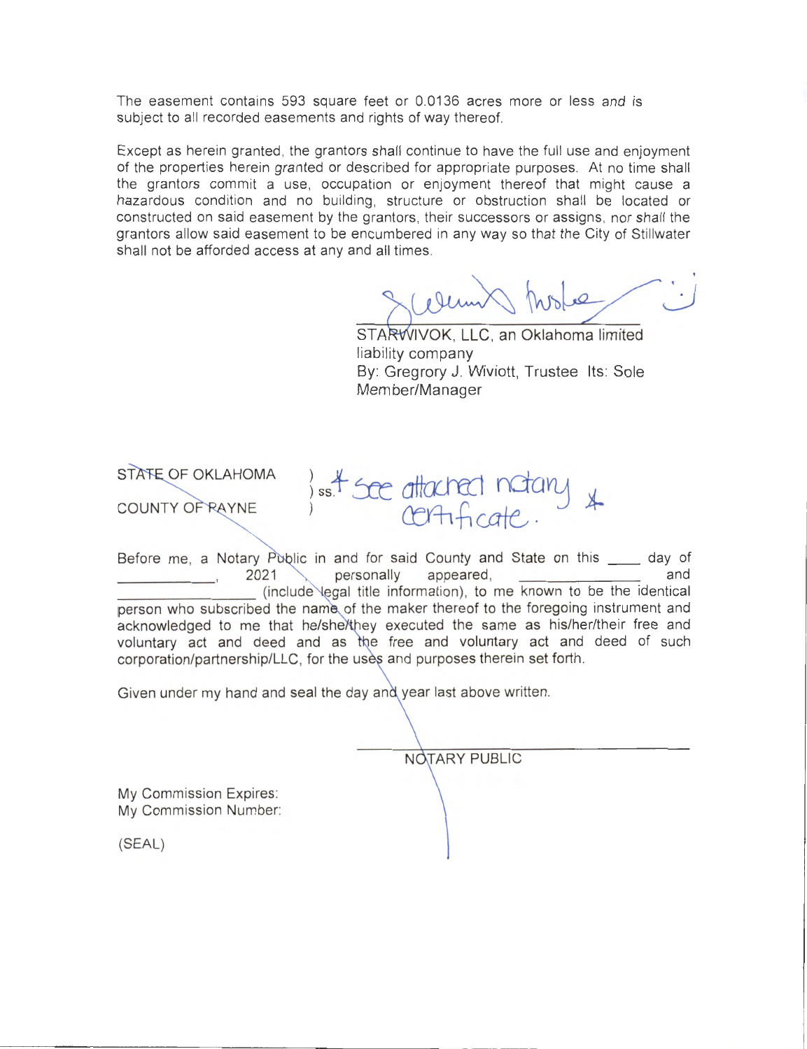The easement contains 593 square feet or 0.0136 acres more or less and is subject to all recorded easements and rights of way thereof.

Except as herein granted, the grantors shall continue to have the full use and enjoyment of the properties herein granted or described for appropriate purposes. At no time shall the grantors commit a use, occupation or enjoyment thereof that might cause a hazardous condition and no building, structure or obstruction shall be located or constructed on said easement by the grantors, their successors or assigns, nor shall the grantors allow said easement to be encumbered in any way so that the City of Stillwater shall not be afforded access at any and all times.

\_\_\_\_\_\_\_\_\_\_\_\_\_\_\_\_\_\_\_\_\_\_\_\_\_\_\_\_\_\_\_\_
STARWIVOK, LLC, an Oklahoma limited liability company
By: Gregrory J. Wiviott, Trustee Its: Sole Member/Manager

STATE OF OKLAHOMA )
) ss. * See attached notary certificate. *
COUNTY OF PAYNE )

Before me, a Notary Public in and for said County and State on this \_\_\_\_ day of \_\_\_\_\_\_\_\_\_\_\_\_, 2021 personally appeared, \_\_\_\_\_\_\_\_\_\_\_\_\_\_\_ and \_\_\_\_\_\_\_\_\_\_\_\_\_\_\_\_\_ (include legal title information), to me known to be the identical person who subscribed the name of the maker thereof to the foregoing instrument and acknowledged to me that he/she/they executed the same as his/her/their free and voluntary act and deed and as the free and voluntary act and deed of such corporation/partnership/LLC, for the uses and purposes therein set forth.

Given under my hand and seal the day and year last above written.

\_\_\_\_\_\_\_\_\_\_\_\_\_\_\_\_\_\_\_\_\_\_\_\_\_\_\_\_\_\_\_\_
NOTARY PUBLIC

My Commission Expires:
My Commission Number:

(SEAL)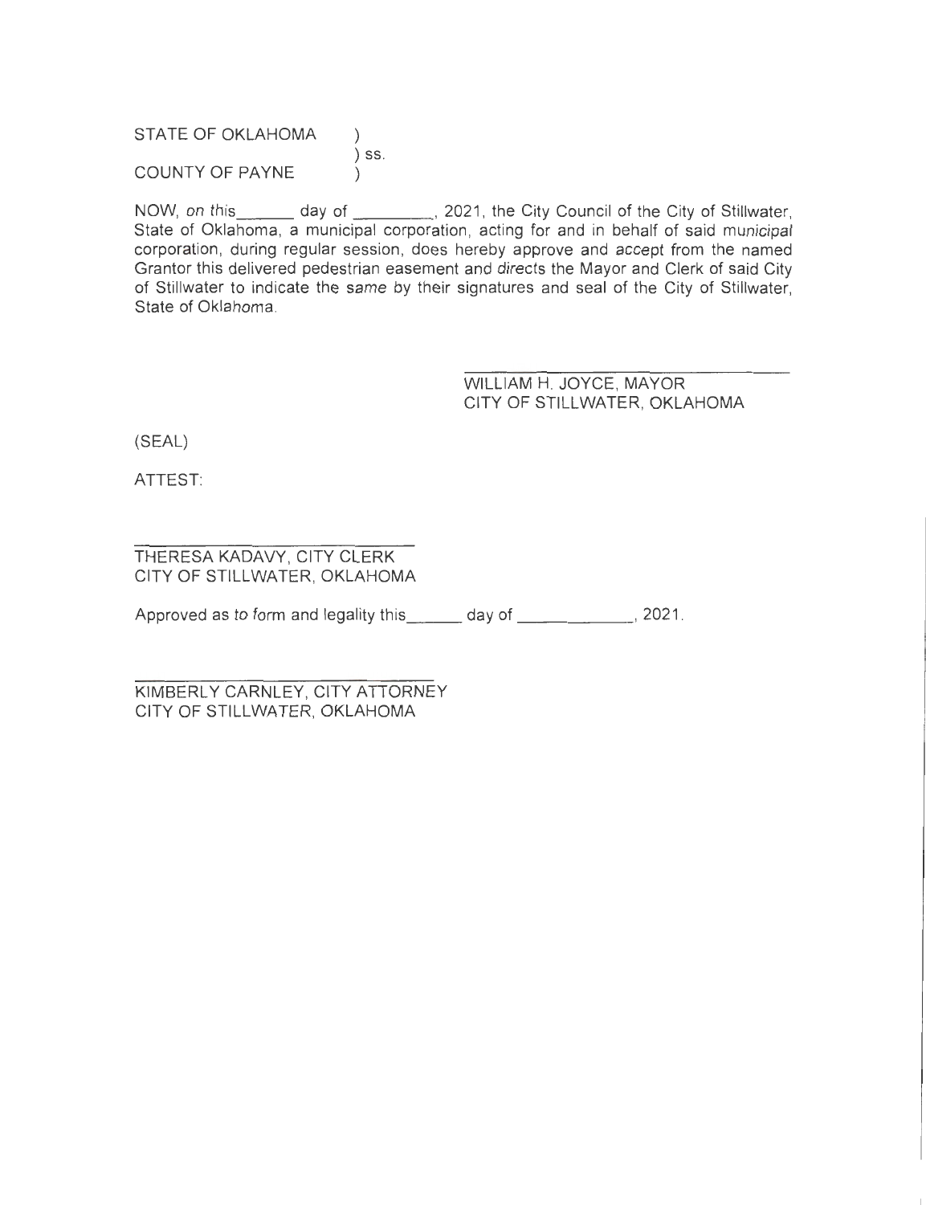STATE OF OKLAHOMA )
) ss.
COUNTY OF PAYNE )

NOW, on this______ day of _________, 2021, the City Council of the City of Stillwater, State of Oklahoma, a municipal corporation, acting for and in behalf of said municipal corporation, during regular session, does hereby approve and accept from the named Grantor this delivered pedestrian easement and directs the Mayor and Clerk of said City of Stillwater to indicate the same by their signatures and seal of the City of Stillwater, State of Oklahoma.

______________________________
WILLIAM H. JOYCE, MAYOR
CITY OF STILLWATER, OKLAHOMA

(SEAL)

ATTEST:

______________________________
THERESA KADAVY, CITY CLERK
CITY OF STILLWATER, OKLAHOMA

Approved as to form and legality this______ day of _____________, 2021.

______________________________
KIMBERLY CARNLEY, CITY ATTORNEY
CITY OF STILLWATER, OKLAHOMA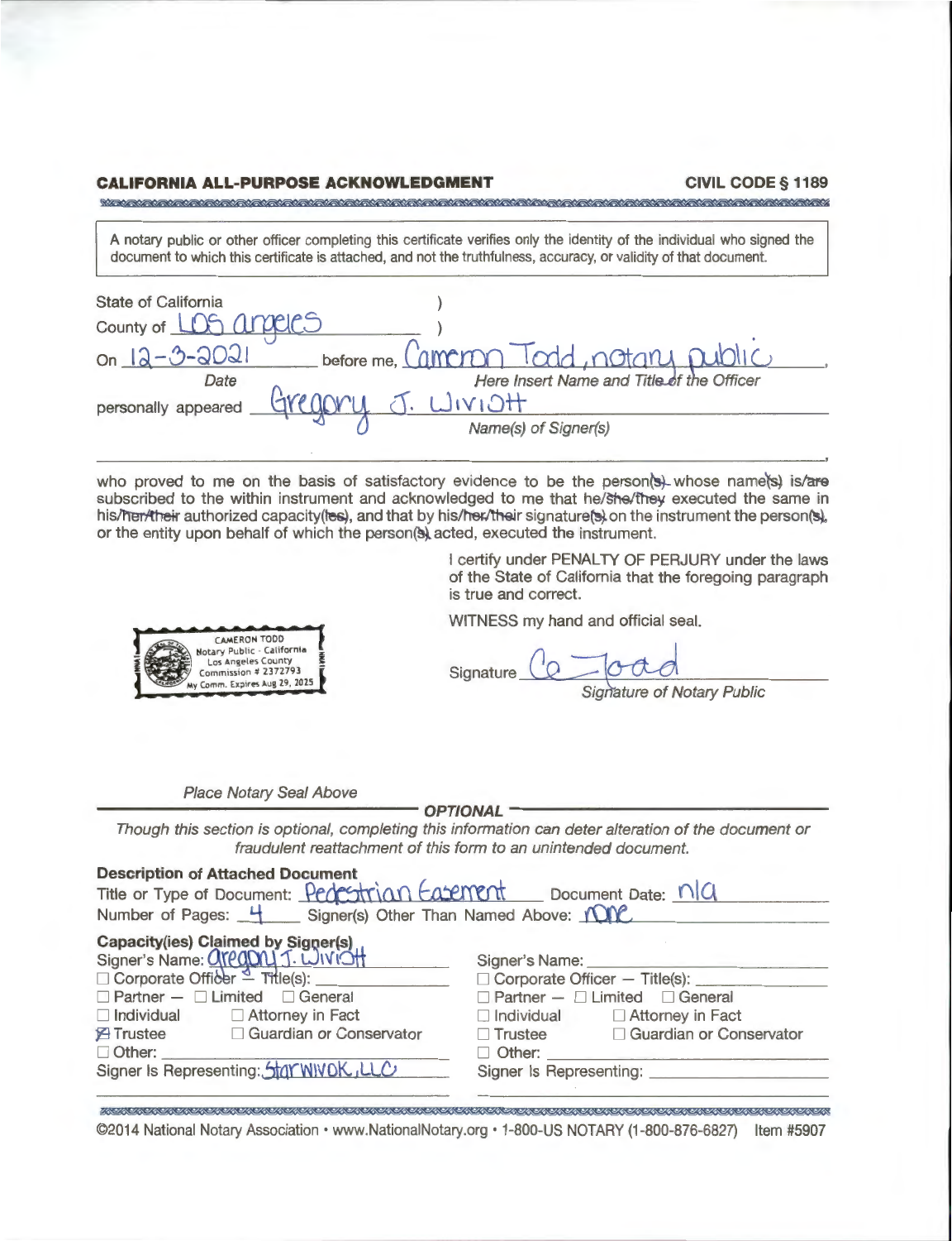**CALIFORNIA ALL-PURPOSE ACKNOWLEDGMENT** **CIVIL CODE § 1189**

A notary public or other officer completing this certificate verifies only the identity of the individual who signed the document to which this certificate is attached, and not the truthfulness, accuracy, or validity of that document.

State of California )
County of Los angeles )

On 12-3-2021 before me, Cameron Todd, notary public,
*Date* *Here Insert Name and Title of the Officer*

personally appeared Gregory J. Wivioll
*Name(s) of Signer(s)*

who proved to me on the basis of satisfactory evidence to be the person(s) whose name(s) is/are subscribed to the within instrument and acknowledged to me that he/she/they executed the same in his/her/their authorized capacity(ies), and that by his/her/their signature(s) on the instrument the person(s), or the entity upon behalf of which the person(s) acted, executed the instrument.

I certify under PENALTY OF PERJURY under the laws of the State of California that the foregoing paragraph is true and correct.

WITNESS my hand and official seal.

CAMERON TODD
Notary Public - California
Los Angeles County
Commission # 2372793
My Comm. Expires Aug 29, 2025

Signature [signature]
*Signature of Notary Public*

*Place Notary Seal Above*

***OPTIONAL***

*Though this section is optional, completing this information can deter alteration of the document or fraudulent reattachment of this form to an unintended document.*

**Description of Attached Document**

Title or Type of Document: Pedestrian Easement Document Date: n/a

Number of Pages: 4 Signer(s) Other Than Named Above: none

**Capacity(ies) Claimed by Signer(s)**

Signer's Name: Gregory J. Wivioll
- ☐ Corporate Officer — Title(s): ____
- ☐ Partner — ☐ Limited ☐ General
- ☐ Individual ☐ Attorney in Fact
- ☒ Trustee ☐ Guardian or Conservator
- ☐ Other: ____

Signer Is Representing: Starwivok, LLC

Signer's Name: ____
- ☐ Corporate Officer — Title(s): ____
- ☐ Partner — ☐ Limited ☐ General
- ☐ Individual ☐ Attorney in Fact
- ☐ Trustee ☐ Guardian or Conservator
- ☐ Other: ____

Signer Is Representing: ____

©2014 National Notary Association • www.NationalNotary.org • 1-800-US NOTARY (1-800-876-6827) Item #5907